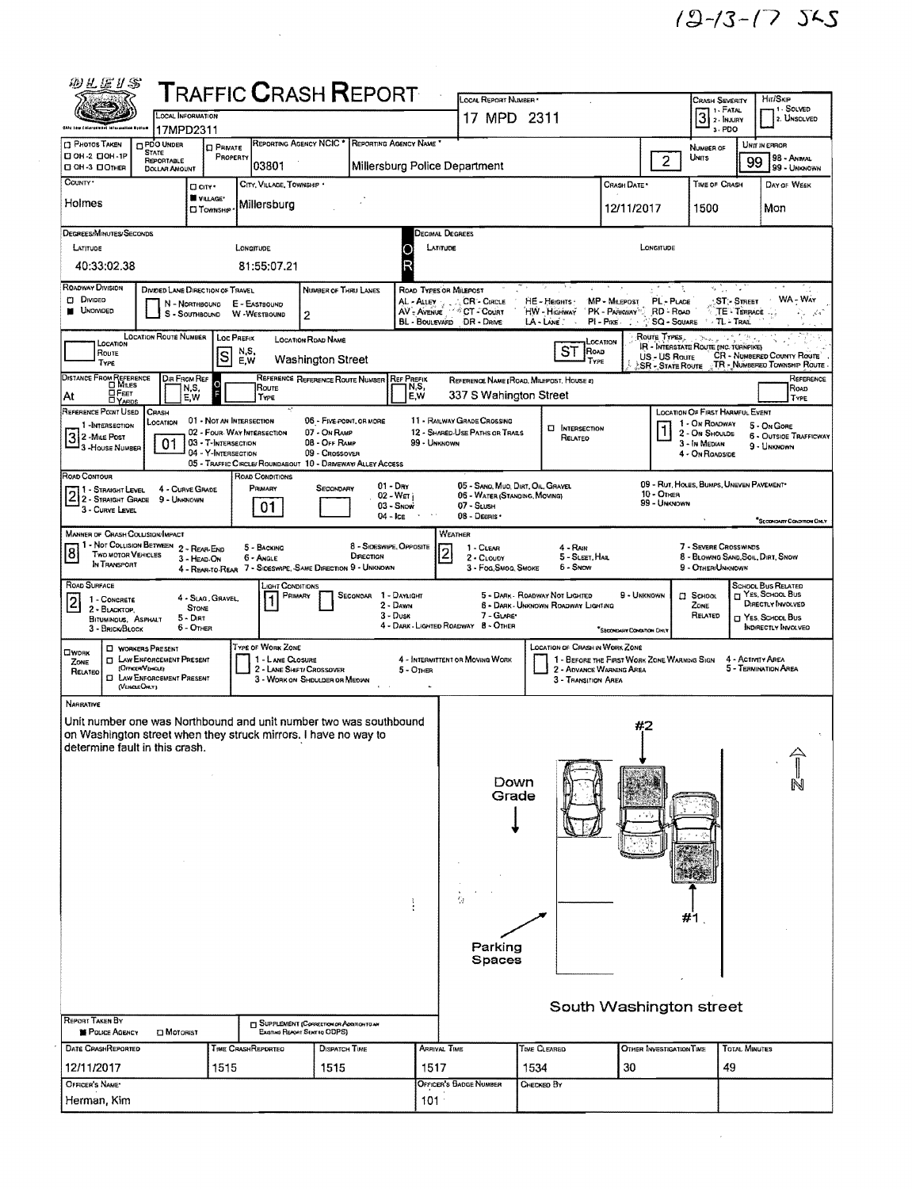12-13-17 SKS

# TRAFFIC CRASH REPORT

| Field | Value |
|---|---|
| Local Information | 17MPD2311 |
| Local Report Number | 17 MPD 2311 |
| Crash Severity (1 - Fatal, 2 - Injury, 3 - PDO) | 3 |
| Hit/Skip (1 - Solved, 2 - Unsolved) | |
| Reporting Agency NCIC | 03801 |
| Reporting Agency Name | Millersburg Police Department |
| Number of Units | 2 |
| Unit in Error (98 - Animal, 99 - Unknown) | 99 |
| County | Holmes |
| City, Village, Township | Village – Millersburg |
| Crash Date | 12/11/2017 |
| Time of Crash | 1500 |
| Day of Week | Mon |

**Degrees/Minutes/Seconds**

| Latitude | Longitude |
|---|---|
| 40:33:02.38 | 81:55:07.21 |

| Field | Value |
|---|---|
| Roadway Division | Undivided |
| Number of Thru Lanes | 2 |
| Location Route Prefix | S |
| Location Road Name | Washington Street |
| Location Road Type | ST |
| Distance From Reference | At |
| Reference Name (Road, Milepost, House #) | 337 S Wahington Street |
| Reference Point Used (1 - Intersection, 2 - Mile Post, 3 - House Number) | 3 |
| Crash Location (01 - Not an Intersection) | 01 |
| Location of First Harmful Event (1 - On Roadway) | 1 |
| Road Contour (2 - Straight Grade) | 2 |
| Road Conditions Primary (01 - Dry) | 01 |
| Manner of Crash Collision/Impact (8 - Sideswipe, Opposite Direction) | 8 |
| Weather (2 - Cloudy) | 2 |
| Road Surface (2 - Blacktop, Bituminous, Asphalt) | 2 |
| Light Conditions Primary (1 - Daylight) | 1 |

**NARRATIVE**

Unit number one was Northbound and unit number two was southbound on Washington street when they struck mirrors. I have no way to determine fault in this crash.

Diagram labels: #2, Down Grade, N, #1, Parking Spaces, South Washington street

| Report Taken By | |
|---|---|
| Police Agency | ■ |

| Date Crash Reported | Time Crash Reported | Dispatch Time | Arrival Time | Time Cleared | Other Investigation Time | Total Minutes |
|---|---|---|---|---|---|---|
| 12/11/2017 | 1515 | 1515 | 1517 | 1534 | 30 | 49 |

| Officer's Name | Officer's Badge Number | Checked By |
|---|---|---|
| Herman, Kim | 101 | |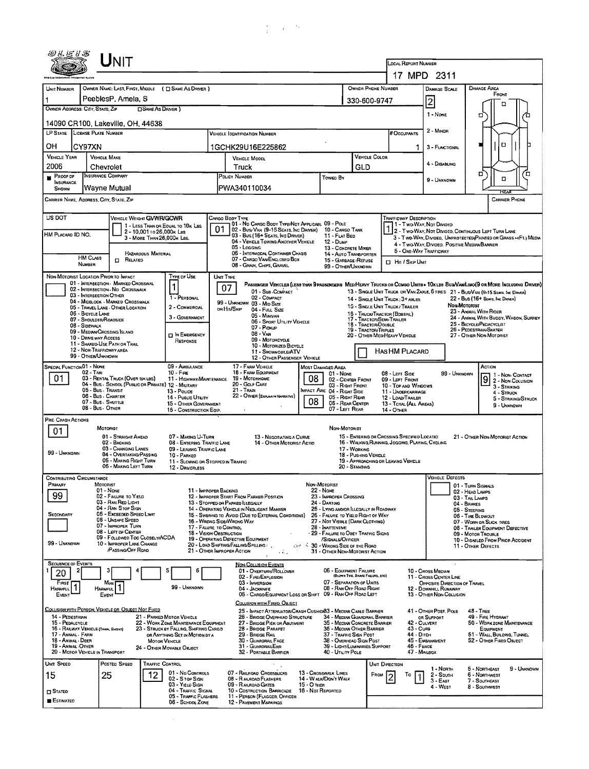# UNIT

LOCAL REPORT NUMBER: 17 MPD 2311

| UNIT NUMBER | OWNER NAME: LAST, FIRST, MIDDLE ( ☐ SAME AS DRIVER ) | OWNER PHONE NUMBER | DAMAGE SCALE | DAMAGE AREA |
|---|---|---|---|---|
| 1 | PeeblesP, Amela, S | 330-600-9747 | 2 | FRONT |

OWNER ADDRESS: CITY, STATE, ZIP ☐ SAME AS DRIVER )
14090 CR100, Lakeville, OH, 44638

DAMAGE SCALE: 1 - NONE, 2 - MINOR, 3 - FUNCTIONAL, 4 - DISABLING, 9 - UNKNOWN

| LP STATE | LICENSE PLATE NUMBER | VEHICLE IDENTIFICATION NUMBER | # OCCUPANTS |
|---|---|---|---|
| OH | CY97XN | 1GCHK29U16E225862 | 1 |

| VEHICLE YEAR | VEHICLE MAKE | VEHICLE MODEL | VEHICLE COLOR |
|---|---|---|---|
| 2006 | Chevrolet | Truck | GLD |

| ■ PROOF OF INSURANCE SHOWN | INSURANCE COMPANY | POLICY NUMBER | TOWED BY |
|---|---|---|---|
| | Wayne Mutual | PWA340110034 | |

CARRIER NAME, ADDRESS, CITY, STATE, ZIP | CARRIER PHONE

US DOT

VEHICLE WEIGHT GVWR/GCWR: 1 - LESS THAN OR EQUAL TO 10K LBS; 2 - 10,001 TO 26,000K LBS; 3 - MORE THAN 26,000K LBS.

HM PLACARD ID NO.

HM CLASS NUMBER ☐ HAZARDOUS MATERIAL RELATED

CARGO BODY TYPE: **01** — 01 - NO CARGO BODY TYPE/NOT APPLICABLE; 02 - BUS/VAN (9-15 SEATS, INC DRIVER); 03 - BUS (16+ SEATS, INC DRIVER); 04 - VEHICLE TOWING ANOTHER VEHICLE; 05 - LOGGING; 06 - INTERMODAL CONTAINER CHASIS; 07 - CARGO VAN/ENCLOSED BOX; 08 - GRAIN, CHIPS, GRAVEL; 09 - POLE; 10 - CARGO TANK; 11 - FLAT BED; 12 - DUMP; 13 - CONCRETE MIXER; 14 - AUTO TRANSPORTER; 15 - GARBAGE/REFUSE; 99 - OTHER/UNKNOWN

TRAFFICWAY DESCRIPTION: **1** — 1 - TWO-WAY, NOT DIVIDED; 2 - TWO-WAY, NOT DIVIDED, CONTINUOUS LEFT TURN LANE; 3 - TWO-WAY, DIVIDED, UNPROTECTED (PAINTED OR GRASS >4FT.) MEDIA; 4 - TWO-WAY, DIVIDED, POSITIVE MEDIAN BARRIER; 5 - ONE-WAY TRAFFICWAY; ☐ HIT / SKIP UNIT

NON-MOTORIST LOCATION PRIOR TO IMPACT: 01 - INTERSECTION - MARKED CROSSWAL; 02 - INTERSECTION - NO CROSSWALK; 03 - INTERSECTION OTHER; 04 - MIDBLOCK - MARKED CROSSWALK; 05 - TRAVEL LANE - OTHER LOCATION; 06 - BICYCLE LANE; 07 - SHOULDER/ROADSIDE; 08 - SIDEWALK; 09 - MEDIAN/CROSSING ISLAND; 10 - DRIVE WAY ACCESS; 11 - SHARED-USE PATH OR TRAIL; 12 - NON-TRAFFICWAY AREA; 99 - OTHER/UNKNOWN

TYPE OF USE: **1** — 1 - PERSONAL; 2 - COMMERCIAL; 3 - GOVERNMENT; ☐ IN EMERGENCY RESPONSE

UNIT TYPE: **07** — PASSENGER VEHICLES (LESS THAN 9 PASSENGERS MED/HEAVY TRUCKS OR COMBO UNITS > 10K LBS BUS/VAN/LIMO (9 OR MORE INCLUDING DRIVER): 01 - SUB-COMPACT; 02 - COMPACT; 99 - UNKNOWN 03 - MID SIZE; OR HIT/SKIP 04 - FULL SIZE; 05 - MINIVAN; 06 - SPORT UTILITY VEHICLE; 07 - PICKUP; 08 - VAN; 09 - MOTORCYCLE; 10 - MOTORIZED BICYCLE; 11 - SNOWMOBILE/ATV; 12 - OTHER PASSENGER VEHICLE; 13 - SINGLE UNIT TRUCK OR VAN 2AXLE, 6 TIRES; 14 - SINGLE UNIT TRUCK: 3+ AXLES; 15 - SINGLE UNIT TRUCK / TRAILER; 16 - TRUCK/TRACTOR (BOBTAIL); 17 - TRACTOR/SEMI-TRAILER; 18 - TRACTOR/DOUBLE; 19 - TRACTOR/TRIPLES; 20 - OTHER MED/HEAVY VEHICLE; 21 - BUS/VAN (9-15 SEATS, INC DRIVER); 22 - BUS (16+ SEATS, INC DRIVER); NON-MOTORIST: 23 - ANIMAL WITH RIDER; 24 - ANIMAL WITH BUGGY, WAGON, SURREY; 25 - BICYCLE/PEDACYCLIST; 26 - PEDESTRIAN/SKATER; 27 - OTHER NON-MOTORIST; ☐ HAS HM PLACARD

SPECIAL FUNCTION: **01** — 01 - NONE; 02 - TAXI; 03 - RENTAL TRUCK (OVER 10K LBS); 04 - BUS - SCHOOL (PUBLIC OR PRIVATE); 05 - BUS - TRANSIT; 06 - BUS - CHARTER; 07 - BUS - SHUTTLE; 08 - BUS - OTHER; 09 - AMBULANCE; 10 - FIRE; 11 - HIGHWAY/MAINTENANCE; 12 - MILITARY; 13 - POLICE; 14 - PUBLIC UTILITY; 15 - OTHER GOVERNMENT; 16 - CONSTRUCTION EQIP.; 17 - FARM VEHICLE; 18 - FARM EQUIPMENT; 19 - MOTORHOME; 20 - GOLF CART; 21 - TRAIN; 22 - OTHER (EXPLAIN IN NARRATIVE)

MOST DAMAGED AREA: **08**; IMPACT AREA: **08** — 01 - NONE; 02 - CENTER FRONT; 03 - RIGHT FRONT; 04 - RIGHT SIDE; 05 - RIGHT REAR; 06 - REAR CENTER; 07 - LEFT REAR; 08 - LEFT SIDE; 09 - LEFT FRONT; 10 - TOP AND WINDOWS; 11 - UNDERCARRIAGE; 12 - LOAD/TRAILER; 13 - TOTAL (ALL AREAS); 14 - OTHER; 99 - UNKNOWN

ACTION: **9** — 1 - NON-CONTACT; 2 - NON-COLLISION; 3 - STRIKING; 4 - STRUCK; 5 - STRIKING/STRUCK; 9 - UNKNOWN

PRE-CRASH ACTIONS: **01** — MOTORIST: 01 - STRAIGHT AHEAD; 02 - BACKING; 03 - CHANGING LANES; 04 - OVERTAKING/PASSING; 05 - MAKING RIGHT TURN; 06 - MAKING LEFT TURN; 07 - MAKING U-TURN; 08 - ENTERING TRAFFIC LANE; 09 - LEAVING TRAFFIC LANE; 10 - PARKED; 11 - SLOWING OR STOPPED IN TRAFFIC; 12 - DRIVERLESS; 13 - NEGOTIATING A CURVE; 14 - OTHER MOTORIST ACTIO; 99 - UNKNOWN. NON-MOTORIST: 15 - ENTERING OR CROSSING SPECIFIED LOCATIO; 16 - WALKING, RUNNING, JOGGING, PLAYING, CYCLING; 17 - WORKING; 18 - PUSHING VEHICLE; 19 - APPROACHING OR LEAVING VEHICLE; 20 - STANDING; 21 - OTHER NON-MOTORIST ACTION

CONTRIBUTING CIRCUMSTANCE: PRIMARY **99**; SECONDARY — MOTORIST: 01 - NONE; 02 - FAILURE TO YIELD; 03 - RAN RED LIGHT; 04 - RAN STOP SIGN; 05 - EXCEEDED SPEED LIMIT; 06 - UNSAFE SPEED; 07 - IMPROPER TURN; 08 - LEFT OF CENTER; 09 - FOLLOWED TOO CLOSELY/ACDA; 10 - IMPROPER LANE CHANGE /PASSING/OFF ROAD; 11 - IMPROPER BACKING; 12 - IMPROPER START FROM PARKED POSITION; 13 - STOPPED OR PARKED ILLEGALLY; 14 - OPERATING VEHICLE IN NEGLIGENT MANNER; 15 - SWERING TO AVOID (DUE TO EXTERNAL CONDITIONS); 16 - WRONG SIDE/WRONG WAY; 17 - FALURE TO CONTROL; 18 - VISION OBSTRUCTION; 19 - OPERATING DEFECTIVE EQUIPMENT; 20 - LOAD SHIFTING/FALLING/SPILLING; 21 - OTHER IMPROPER ACTION; 99 - UNKNOWN. NON-MOTORIST: 22 - NONE; 23 - IMPROPER CROSSING; 24 - DARTING; 25 - LYING AND/OR ILLEGALLY IN ROADWAY; 26 - FALURE TO YIELD RIGHT OF WAY; 27 - NOT VISIBLE (DARK CLOTHING); 28 - INATTENTIVE; 29 - FAILURE TO OBEY TRAFFIC SIGNS /SIGNALS/OFFICER; 30 - WRONG SIDE OF THE ROAD; 31 - OTHER NON-MOTORIST ACTION

VEHICLE DEFECTS: 01 - TURN SIGNALS; 02 - HEAD LAMPS; 03 - TAIL LAMPS; 04 - BRAKES; 05 - STEERING; 06 - TIRE BLOWOUT; 07 - WORN OR SLICK TIRES; 08 - TRAILER EQUIPMENT DEFECTIVE; 09 - MOTOR TROUBLE; 10 - DISABLED FROM PRIOR ACCIDENT; 11 - OTHER DEFECTS

SEQUENCE OF EVENTS: 1: **20**; 2; 3; 4; 5; 6; FIRST HARMFUL EVENT **1**; MOST HARMFUL EVENT **1**; 99 - UNKNOWN

NON-COLLISION EVENTS: 01 - OVERTURN/ROLLOVER; 02 - FIRE/EXPLOSION; 03 - IMMERSION; 04 - JACKKNIFE; 05 - CARGO/EQUIPMENT LOSS OR SHIFT; 06 - EQUIPMENT FAILURE (BLOWN TIRE, BRAKE FAILURE, ETC); 07 - SEPARATION OF UNITS; 08 - RAN OFF ROAD RIGHT; 09 - RAN OFF ROAD LEFT; 10 - CROSS MEDIAN; 11 - CROSS CENTER LINE OPPOSITE DIRECTION OF TRAVEL; 12 - DOWNHILL RUNAWAY; 13 - OTHER NON-COLLISION

COLLISION WITH PERSON, VEHICLE OR OBJECT NOT FIXED: 14 - PEDESTRIAN; 15 - PEDALCYCLE; 16 - RAILWAY VEHICLE (TRAIN, ENGINE); 17 - ANIMAL - FARM; 18 - ANIMAL - DEER; 19 - ANIMAL - OTHER; 20 - MOTOR VEHICLE IN TRANSPORT; 21 - PARKED MOTOR VEHICLE; 22 - WORK ZONE MAINTENANCE EQUIPMENT; 23 - STRUCK BY FALLING, SHIFTING CARGO OR ANYTHING SET IN MOTION BY A MOTOR VEHICLE; 24 - OTHER MOVABLE OBJECT

COLLISION WITH FIXED, OBJECT: 25 - IMPACT ATTENUATOR/CRASH CUSHION; 26 - BRIDGE OVERHEAD STRUCTURE; 27 - BRIDGE PIER OR ABUTMENT; 28 - BRIDGE PARAPET; 29 - BRIDGE RAIL; 30 - GUARDRAIL FACE; 31 - GUARDRAILEND; 32 - PORTABLE BARRIER; 33 - MEDIAN CABLE BARRIER; 34 - MEDIAN GUARDRAIL BARRIER; 35 - MEDIAN CONCRETE BARRIER; 36 - MEDIAN OTHER BARRIER; 37 - TRAFFIC SIGN POST; 38 - OVERHEAD SIGN POST; 39 - LIGHT/LUMINARIES SUPPORT; 40 - UTILITY POLE; 41 - OTHER POST, POLE OR SUPPORT; 42 - CULVERT; 43 - CURB; 44 - DITCH; 45 - EMBANKMENT; 46 - FENCE; 47 - MAILBOX; 48 - TREE; 49 - FIRE HYDRANT; 50 - WORK ZONE MAINTENANCE EQUIPMENT; 51 - WALL, BUILDING, TUNNEL; 52 - OTHER FIXED OBJECT

| UNIT SPEED | POSTED SPEED | TRAFFIC CONTROL | UNIT DIRECTION |
|---|---|---|---|
| 15 | 25 | 12 | FROM 2 TO 1 |

☐ STATED ■ ESTIMATED

TRAFFIC CONTROL: 01 - NO CONTROLS; 02 - STOP SIGN; 03 - YIELD SIGN; 04 - TRAFFIC SIGNAL; 05 - TRAFFIC FLASHERS; 06 - SCHOOL ZONE; 07 - RAILROAD CROSSBUCKS; 08 - RAILROAD FLASHERS; 09 - RAILROAD GATES; 10 - COSTRUCTION BARRICADE; 11 - PERSON (FLAGGER, OFFICER); 12 - PAVEMENT MARKINGS; 13 - CROSSWALK LINES; 14 - WALK/DON'T WALK; 15 - OTHER; 16 - NOT REPORTED

UNIT DIRECTION: 1 - NORTH; 2 - SOUTH; 3 - EAST; 4 - WEST; 5 - NORTHEAST; 6 - NORTHWEST; 7 - SOUTHEAST; 8 - SOUTHWEST; 9 - UNKNOWN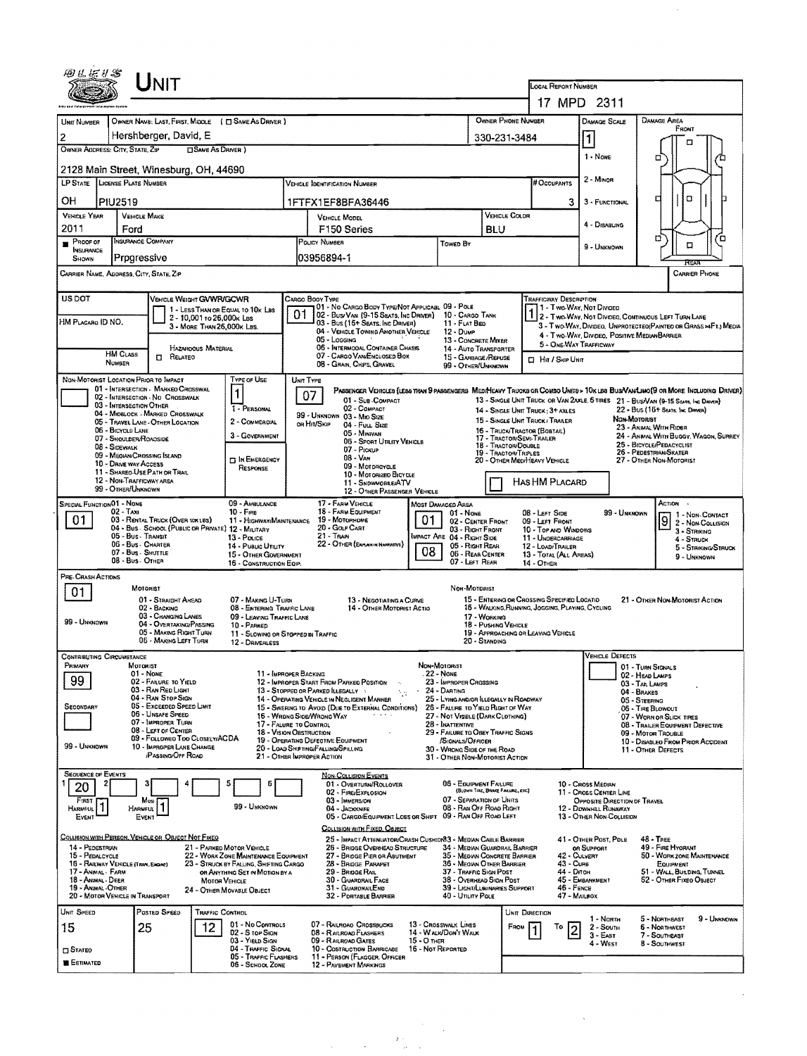# UNIT

**Local Report Number:** 17 MPD 2311

| Unit Number | Owner Name: Last, First, Middle (☐ Same As Driver) | Owner Phone Number | Damage Scale | Damage Area |
|---|---|---|---|---|
| 2 | Hershberger, David, E | 330-231-3484 | 1 | Front / Rear |

**Owner Address: City, State, Zip** (☐ Same As Driver): 2128 Main Street, Winesburg, OH, 44690

Damage Scale: 1 - None; 2 - Minor; 3 - Functional; 4 - Disabling; 9 - Unknown

| LP State | License Plate Number | Vehicle Identification Number | # Occupants |
|---|---|---|---|
| OH | PIU2519 | 1FTFX1EF8BFA36446 | 3 |

| Vehicle Year | Vehicle Make | Vehicle Model | Vehicle Color |
|---|---|---|---|
| 2011 | Ford | F150 Series | BLU |

| Proof of Insurance Shown | Insurance Company | Policy Number | Towed By |
|---|---|---|---|
| ■ | Prpgressive | 03956894-1 | |

**Carrier Name, Address, City, State, Zip:**

**Carrier Phone:**

**US DOT:**

**Vehicle Weight GVWR/GCWR:** 1 - Less Than or Equal to 10k Lbs; 2 - 10,001 to 26,000k Lbs; 3 - More Than 26,000k Lbs.

**HM Placard ID No.:**

**HM Class Number:**

**Hazardous Material:** ☐ Related

**Cargo Body Type:** 01
01 - No Cargo Body Type/Not Applicable; 02 - Bus/Van (9-15 Seats, Inc Driver); 03 - Bus (16+ Seats, Inc Driver); 04 - Vehicle Towing Another Vehicle; 05 - Logging; 06 - Intermodal Container Chassis; 07 - Cargo Van/Enclosed Box; 08 - Grain, Chips, Gravel; 09 - Pole; 10 - Cargo Tank; 11 - Flat Bed; 12 - Dump; 13 - Concrete Mixer; 14 - Auto Transporter; 15 - Garbage/Refuse; 99 - Other/Unknown

**Trafficway Description:** 1
1 - Two-Way, Not Divided; 2 - Two-Way, Not Divided, Continuous Left Turn Lane; 3 - Two-Way, Divided, Unprotected (Painted or Grass >4Ft.) Media; 4 - Two-Way, Divided, Positive Median Barrier; 5 - One-Way Trafficway

☐ Hit / Skip Unit

**Non-Motorist Location Prior to Impact:**
01 - Intersection - Marked Crosswalk; 02 - Intersection - No Crosswalk; 03 - Intersection Other; 04 - Midblock - Marked Crosswalk; 05 - Travel Lane - Other Location; 06 - Bicycle Lane; 07 - Shoulder/Roadside; 08 - Sidewalk; 09 - Median/Crossing Island; 10 - Drive Way Access; 11 - Shared-Use Path or Trail; 12 - Non-Trafficway Area; 99 - Other/Unknown

**Type of Use:** 1
1 - Personal; 2 - Commercial; 3 - Government; ☐ In Emergency Response

**Unit Type:** 07
Passenger Vehicles (Less than 9 passengers): 01 - Sub-Compact; 02 - Compact; 99 - Unknown or Hit/Skip; 03 - Mid Size; 04 - Full Size; 05 - Minivan; 06 - Sport Utility Vehicle; 07 - Pickup; 08 - Van; 09 - Motorcycle; 10 - Motorized Bicycle; 11 - Snowmobile/ATV; 12 - Other Passenger Vehicle
Med/Heavy Trucks or Combo Units > 10k lbs: 13 - Single Unit Truck or Van 2Axle, 6 Tires; 14 - Single Unit Truck; 3+ Axles; 15 - Single Unit Truck / Trailer; 16 - Truck/Tractor (Bobtail); 17 - Tractor/Semi-Trailer; 18 - Tractor/Double; 19 - Tractor/Triples; 20 - Other Med/Heavy Vehicle
Bus/Van/Limo (9 or More Including Driver): 21 - Bus/Van (9-15 Seats, Inc Driver); 22 - Bus (16+ Seats, Inc Driver)
Non-Motorist: 23 - Animal With Rider; 24 - Animal With Buggy, Wagon, Surrey; 25 - Bicycle/Pedacyclist; 26 - Pedestrian/Skater; 27 - Other Non-Motorist

☐ Has HM Placard

**Special Function:** 01
01 - None; 02 - Taxi; 03 - Rental Truck (Over 10K lbs); 04 - Bus - School (Public or Private); 05 - Bus - Transit; 06 - Bus - Charter; 07 - Bus - Shuttle; 08 - Bus - Other; 09 - Ambulance; 10 - Fire; 11 - Highway/Maintenance; 12 - Military; 13 - Police; 14 - Public Utility; 15 - Other Government; 16 - Construction Eqip.; 17 - Farm Vehicle; 18 - Farm Equipment; 19 - Motorhome; 20 - Golf Cart; 21 - Train; 22 - Other (Explain in Narrative)

**Most Damaged Area:** 01
01 - None; 02 - Center Front; 03 - Right Front; 04 - Right Side; 05 - Right Rear; 06 - Rear Center; 07 - Left Rear; 08 - Left Side; 09 - Left Front; 10 - Top and Windows; 11 - Undercarriage; 12 - Load/Trailer; 13 - Total (All Areas); 14 - Other; 99 - Unknown

**Impact Area:** 08

**Action:** 9
1 - Non-Contact; 2 - Non-Collision; 3 - Striking; 4 - Struck; 5 - Striking/Struck; 9 - Unknown

**Pre-Crash Actions:** 01
Motorist: 01 - Straight Ahead; 02 - Backing; 03 - Changing Lanes; 04 - Overtaking/Passing; 05 - Making Right Turn; 06 - Making Left Turn; 07 - Making U-Turn; 08 - Entering Traffic Lane; 09 - Leaving Traffic Lane; 10 - Parked; 11 - Slowing or Stopped in Traffic; 12 - Driverless; 13 - Negotiating a Curve; 14 - Other Motorist Actio; 99 - Unknown
Non-Motorist: 15 - Entering or Crossing Specified Locatio; 16 - Walking, Running, Jogging, Playing, Cycling; 17 - Working; 18 - Pushing Vehicle; 19 - Approaching or Leaving Vehicle; 20 - Standing; 21 - Other Non-Motorist Action

**Contributing Circumstance:**
Primary: 99
Secondary:
Motorist: 01 - None; 02 - Failure to Yield; 03 - Ran Red Light; 04 - Ran Stop Sign; 05 - Exceeded Speed Limit; 06 - Unsafe Speed; 07 - Improper Turn; 08 - Left of Center; 09 - Followed Too Closely/ACDA; 10 - Improper Lane Change /Passing/Off Road; 11 - Improper Backing; 12 - Improper Start From Parked Position; 13 - Stopped or Parked Illegally; 14 - Operating Vehicle in Negligent Manner; 15 - Swering to Avoid (Due to External Conditions); 16 - Wrong Side/Wrong Way; 17 - Failure to Control; 18 - Vision Obstruction; 19 - Operating Defective Equipment; 20 - Load Shifting/Falling/Spilling; 21 - Other Improper Action; 99 - Unknown
Non-Motorist: 22 - None; 23 - Improper Crossing; 24 - Darting; 25 - Lying and/or Illegally in Roadway; 26 - Failure to Yield Right of Way; 27 - Not Visible (Dark Clothing); 28 - Inattentive; 29 - Failure to Obey Traffic Signs /Signals/Officer; 30 - Wrong Side of the Road; 31 - Other Non-Motorist Action

**Vehicle Defects:**
01 - Turn Signals; 02 - Head Lamps; 03 - Tail Lamps; 04 - Brakes; 05 - Steering; 06 - Tire Blowout; 07 - Worn or Slick Tires; 08 - Trailer Equipment Defective; 09 - Motor Trouble; 10 - Disabled From Prior Accident; 11 - Other Defects

**Sequence of Events:** 1: 20; 2: ; 3: ; 4: ; 5: ; 6:
First Harmful Event: 1; Most Harmful Event: 1; 99 - Unknown

Non-Collision Events: 01 - Overturn/Rollover; 02 - Fire/Explosion; 03 - Immersion; 04 - Jackknife; 05 - Cargo/Equipment Loss or Shift; 06 - Equipment Failure (Blown Tire, Brake Failure, etc); 07 - Separation of Units; 08 - Ran Off Road Right; 09 - Ran Off Road Left; 10 - Cross Median; 11 - Cross Center Line Opposite Direction of Travel; 12 - Downhill Runaway; 13 - Other Non-Collision

Collision with Person, Vehicle or Object Not Fixed: 14 - Pedestrian; 15 - Pedalcycle; 16 - Railway Vehicle (Train, Engine); 17 - Animal - Farm; 18 - Animal - Deer; 19 - Animal - Other; 20 - Motor Vehicle in Transport; 21 - Parked Motor Vehicle; 22 - Work Zone Maintenance Equipment; 23 - Struck by Falling, Shifting Cargo or Anything Set in Motion by a Motor Vehicle; 24 - Other Movable Object

Collision with Fixed, Object: 25 - Impact Attenuator/Crash Cushion; 26 - Bridge Overhead Structure; 27 - Bridge Pier or Abutment; 28 - Bridge Parapet; 29 - Bridge Rail; 30 - Guardrail Face; 31 - Guardrail End; 32 - Portable Barrier; 33 - Median Cable Barrier; 34 - Median Guardrail Barrier; 35 - Median Concrete Barrier; 36 - Median Other Barrier; 37 - Traffic Sign Post; 38 - Overhead Sign Post; 39 - Light/Luminaries Support; 40 - Utility Pole; 41 - Other Post, Pole or Support; 42 - Culvert; 43 - Curb; 44 - Ditch; 45 - Embankment; 46 - Fence; 47 - Mailbox; 48 - Tree; 49 - Fire Hydrant; 50 - Work Zone Maintenance Equipment; 51 - Wall, Building, Tunnel; 52 - Other Fixed Object

| Unit Speed | Posted Speed | Traffic Control | Unit Direction |
|---|---|---|---|
| 15 | 25 | 12 | From 1 To 2 |

☐ Stated ■ Estimated

Traffic Control: 01 - No Controls; 02 - Stop Sign; 03 - Yield Sign; 04 - Traffic Signal; 05 - Traffic Flashers; 06 - School Zone; 07 - Railroad Crossbucks; 08 - Railroad Flashers; 09 - Railroad Gates; 10 - Costruction Barricade; 11 - Person (Flagger, Officer); 12 - Pavement Markings; 13 - Crosswalk Lines; 14 - Walk/Don't Walk; 15 - Other; 16 - Not Reported

Unit Direction: 1 - North; 2 - South; 3 - East; 4 - West; 5 - Northeast; 6 - Northwest; 7 - Southeast; 8 - Southwest; 9 - Unknown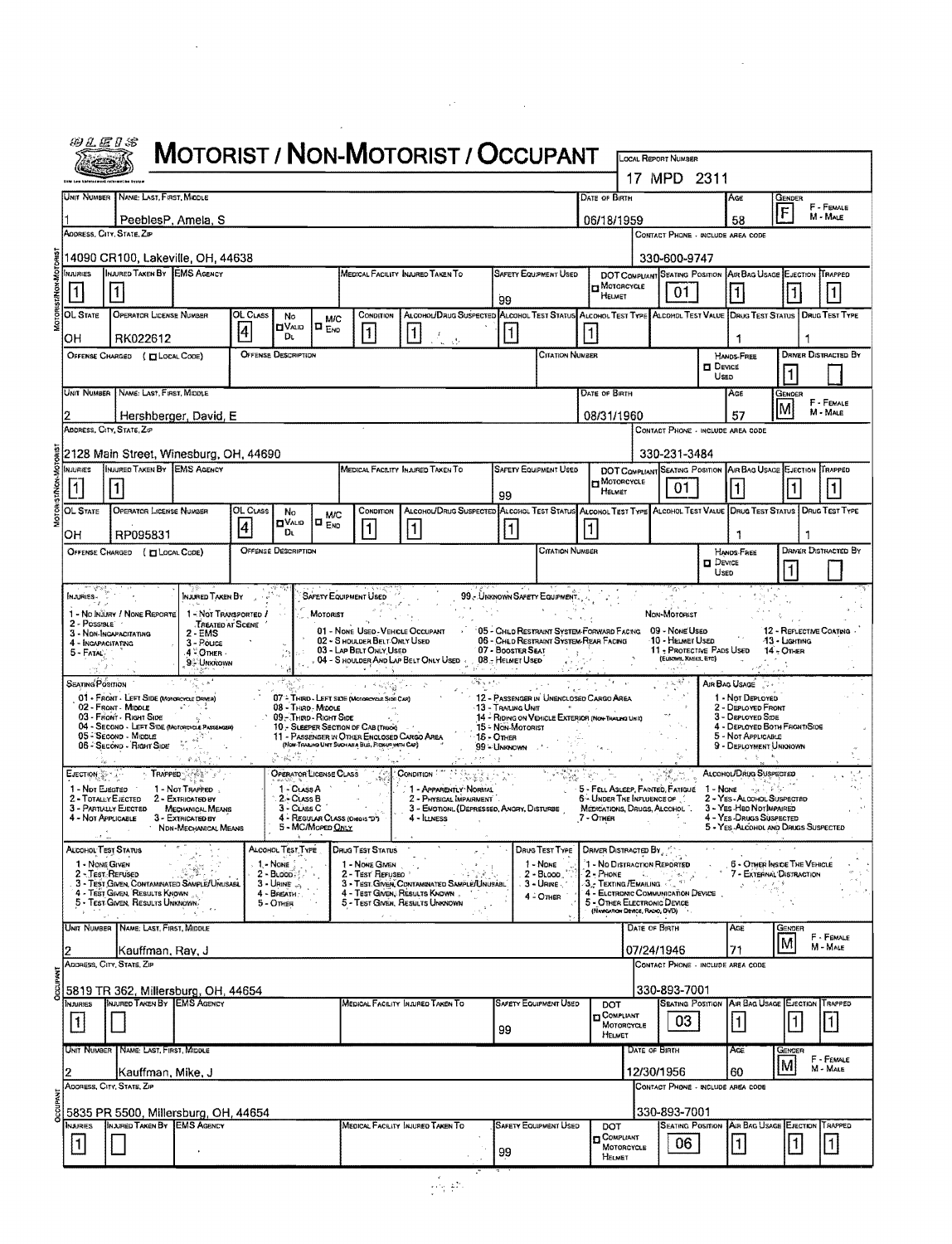# MOTORIST / NON-MOTORIST / OCCUPANT

OLEIS

LOCAL REPORT NUMBER: 17 MPD 2311

## MOTORIST/NON-MOTORIST

| UNIT NUMBER | NAME: LAST, FIRST, MIDDLE | DATE OF BIRTH | AGE | GENDER (F - FEMALE, M - MALE) |
|---|---|---|---|---|
| 1 | PeeblesP, Amela, S | 06/18/1959 | 58 | F |

| ADDRESS, CITY, STATE, ZIP | CONTACT PHONE - INCLUDE AREA CODE |
|---|---|
| 14090 CR100, Lakeville, OH, 44638 | 330-600-9747 |

| INJURIES | INJURED TAKEN BY | EMS AGENCY | MEDICAL FACILITY INJURED TAKEN TO | SAFETY EQUIPMENT USED | DOT COMPLIANT MOTORCYCLE HELMET | SEATING POSITION | AIR BAG USAGE | EJECTION | TRAPPED |
|---|---|---|---|---|---|---|---|---|---|
| 1 | 1 | | | 99 | | 01 | 1 | 1 | 1 |

| OL STATE | OPERATOR LICENSE NUMBER | OL CLASS | NO VALID DL | M/C END | CONDITION | ALCOHOL/DRUG SUSPECTED | ALCOHOL TEST STATUS | ALCOHOL TEST TYPE | ALCOHOL TEST VALUE | DRUG TEST STATUS | DRUG TEST TYPE |
|---|---|---|---|---|---|---|---|---|---|---|---|
| OH | RK022612 | 4 | | | 1 | 1 | 1 | 1 | | 1 | 1 |

| OFFENSE CHARGED ( LOCAL CODE) | OFFENSE DESCRIPTION | CITATION NUMBER | HANDS-FREE DEVICE USED | DRIVER DISTRACTED BY |
|---|---|---|---|---|
| | | | | 1 |

## MOTORIST/NON-MOTORIST

| UNIT NUMBER | NAME: LAST, FIRST, MIDDLE | DATE OF BIRTH | AGE | GENDER (F - FEMALE, M - MALE) |
|---|---|---|---|---|
| 2 | Hershberger, David, E | 08/31/1960 | 57 | M |

| ADDRESS, CITY, STATE, ZIP | CONTACT PHONE - INCLUDE AREA CODE |
|---|---|
| 2128 Main Street, Winesburg, OH, 44690 | 330-231-3484 |

| INJURIES | INJURED TAKEN BY | EMS AGENCY | MEDICAL FACILITY INJURED TAKEN TO | SAFETY EQUIPMENT USED | DOT COMPLIANT MOTORCYCLE HELMET | SEATING POSITION | AIR BAG USAGE | EJECTION | TRAPPED |
|---|---|---|---|---|---|---|---|---|---|
| 1 | 1 | | | 99 | | 01 | 1 | 1 | 1 |

| OL STATE | OPERATOR LICENSE NUMBER | OL CLASS | NO VALID DL | M/C END | CONDITION | ALCOHOL/DRUG SUSPECTED | ALCOHOL TEST STATUS | ALCOHOL TEST TYPE | ALCOHOL TEST VALUE | DRUG TEST STATUS | DRUG TEST TYPE |
|---|---|---|---|---|---|---|---|---|---|---|---|
| OH | RP095831 | 4 | | | 1 | 1 | 1 | 1 | | 1 | 1 |

| OFFENSE CHARGED ( LOCAL CODE) | OFFENSE DESCRIPTION | CITATION NUMBER | HANDS-FREE DEVICE USED | DRIVER DISTRACTED BY |
|---|---|---|---|---|
| | | | | 1 |

## Codes

**INJURIES:** 1 - NO INJURY / NONE REPORTED; 2 - POSSIBLE; 3 - NON-INCAPACITATING; 4 - INCAPACITATING; 5 - FATAL

**INJURED TAKEN BY:** 1 - NOT TRANSPORTED / TREATED AT SCENE; 2 - EMS; 3 - POLICE; 4 - OTHER; 9 - UNKNOWN

**SAFETY EQUIPMENT USED:** 99 - UNKNOWN SAFETY EQUIPMENT

MOTORIST: 01 - NONE USED-VEHICLE OCCUPANT; 02 - SHOULDER BELT ONLY USED; 03 - LAP BELT ONLY USED; 04 - SHOULDER AND LAP BELT ONLY USED; 05 - CHILD RESTRAINT SYSTEM-FORWARD FACING; 06 - CHILD RESTRAINT SYSTEM-REAR FACING; 07 - BOOSTER SEAT; 08 - HELMET USED

NON-MOTORIST: 09 - NONE USED; 10 - HELMET USED; 11 - PROTECTIVE PADS USED (ELBOWS, KNEES, ETC); 12 - REFLECTIVE COATING; 13 - LIGHTING; 14 - OTHER

**SEATING POSITION:** 01 - FRONT - LEFT SIDE (MOTORCYCLE DRIVER); 02 - FRONT - MIDDLE; 03 - FRONT - RIGHT SIDE; 04 - SECOND - LEFT SIDE (MOTORCYCLE PASSENGER); 05 - SECOND - MIDDLE; 06 - SECOND - RIGHT SIDE; 07 - THIRD - LEFT SIDE (MOTORCYCLE SIDE CAR); 08 - THIRD - MIDDLE; 09 - THIRD - RIGHT SIDE; 10 - SLEEPER SECTION OF CAB (TRUCK); 11 - PASSENGER IN OTHER ENCLOSED CARGO AREA (NON-TRAILING UNIT SUCH AS A BUS, PICKUP WITH CAP); 12 - PASSENGER IN UNENCLOSED CARGO AREA; 13 - TRAILING UNIT; 14 - RIDING ON VEHICLE EXTERIOR (NON-TRAILING UNIT); 15 - NON-MOTORIST; 16 - OTHER; 99 - UNKNOWN

**AIR BAG USAGE:** 1 - NOT DEPLOYED; 2 - DEPLOYED FRONT; 3 - DEPLOYED SIDE; 4 - DEPLOYED BOTH FRONT/SIDE; 5 - NOT APPLICABLE; 9 - DEPLOYMENT UNKNOWN

**EJECTION:** 1 - NOT EJECTED; 2 - TOTALLY EJECTED; 3 - PARTIALLY EJECTED; 4 - NOT APPLICABLE

**TRAPPED:** 1 - NOT TRAPPED; 2 - EXTRICATED BY MECHANICAL MEANS; 3 - EXTRICATED BY NON-MECHANICAL MEANS

**OPERATOR LICENSE CLASS:** 1 - CLASS A; 2 - CLASS B; 3 - CLASS C; 4 - REGULAR CLASS (OHIO IS "D"); 5 - M/C/MOPED ONLY

**CONDITION:** 1 - APPARENTLY NORMAL; 2 - PHYSICAL IMPAIRMENT; 3 - EMOTIONAL (DEPRESSED, ANGRY, DISTURBED); 4 - ILLNESS; 5 - FELL ASLEEP, FAINTED, FATIGUE; 6 - UNDER THE INFLUENCE OF MEDICATIONS, DRUGS, ALCOHOL; 7 - OTHER

**ALCOHOL/DRUG SUSPECTED:** 1 - NONE; 2 - YES - ALCOHOL SUSPECTED; 3 - YES - HBD NOT IMPAIRED; 4 - YES - DRUGS SUSPECTED; 5 - YES - ALCOHOL AND DRUGS SUSPECTED

**ALCOHOL TEST STATUS:** 1 - NONE GIVEN; 2 - TEST REFUSED; 3 - TEST GIVEN, CONTAMINATED SAMPLE/UNUSABLE; 4 - TEST GIVEN, RESULTS KNOWN; 5 - TEST GIVEN, RESULTS UNKNOWN

**ALCOHOL TEST TYPE:** 1 - NONE; 2 - BLOOD; 3 - URINE; 4 - BREATH; 5 - OTHER

**DRUG TEST STATUS:** 1 - NONE GIVEN; 2 - TEST REFUSED; 3 - TEST GIVEN, CONTAMINATED SAMPLE/UNUSABLE; 4 - TEST GIVEN, RESULTS KNOWN; 5 - TEST GIVEN, RESULTS UNKNOWN

**DRUG TEST TYPE:** 1 - NONE; 2 - BLOOD; 3 - URINE; 4 - OTHER

**DRIVER DISTRACTED BY:** 1 - NO DISTRACTION REPORTED; 2 - PHONE; 3 - TEXTING/EMAILING; 4 - ELECTRONIC COMMUNICATION DEVICE; 5 - OTHER ELECTRONIC DEVICE (NAVIGATION DEVICE, RADIO, DVD); 6 - OTHER INSIDE THE VEHICLE; 7 - EXTERNAL DISTRACTION

## OCCUPANT

| UNIT NUMBER | NAME: LAST, FIRST, MIDDLE | DATE OF BIRTH | AGE | GENDER (F - FEMALE, M - MALE) |
|---|---|---|---|---|
| 2 | Kauffman, Ray, J | 07/24/1946 | 71 | M |

| ADDRESS, CITY, STATE, ZIP | CONTACT PHONE - INCLUDE AREA CODE |
|---|---|
| 5819 TR 362, Millersburg, OH, 44654 | 330-893-7001 |

| INJURIES | INJURED TAKEN BY | EMS AGENCY | MEDICAL FACILITY INJURED TAKEN TO | SAFETY EQUIPMENT USED | DOT COMPLIANT MOTORCYCLE HELMET | SEATING POSITION | AIR BAG USAGE | EJECTION | TRAPPED |
|---|---|---|---|---|---|---|---|---|---|
| 1 | | | | 99 | | 03 | 1 | 1 | 1 |

## OCCUPANT

| UNIT NUMBER | NAME: LAST, FIRST, MIDDLE | DATE OF BIRTH | AGE | GENDER (F - FEMALE, M - MALE) |
|---|---|---|---|---|
| 2 | Kauffman, Mike, J | 12/30/1956 | 60 | M |

| ADDRESS, CITY, STATE, ZIP | CONTACT PHONE - INCLUDE AREA CODE |
|---|---|
| 5835 PR 5500, Millersburg, OH, 44654 | 330-893-7001 |

| INJURIES | INJURED TAKEN BY | EMS AGENCY | MEDICAL FACILITY INJURED TAKEN TO | SAFETY EQUIPMENT USED | DOT COMPLIANT MOTORCYCLE HELMET | SEATING POSITION | AIR BAG USAGE | EJECTION | TRAPPED |
|---|---|---|---|---|---|---|---|---|---|
| 1 | | | | 99 | | 06 | 1 | 1 | 1 |